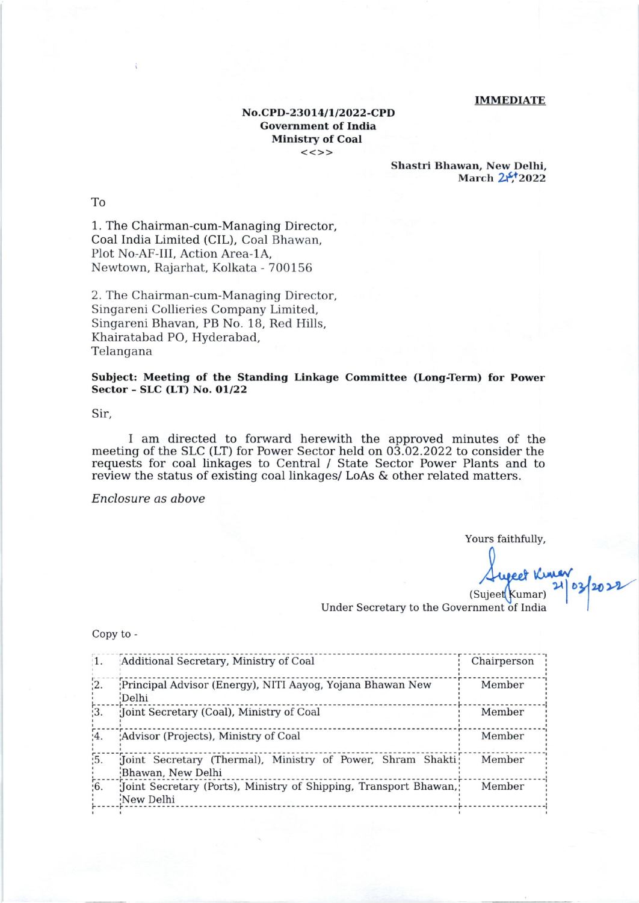**IMMEDIATE**

**No.CPD-23014/1/2022-CPD**
**Government of India**
**Ministry of Coal**
**<<>>**

**Shastri Bhawan, New Delhi,**
**March 21st 2022**

To

1. The Chairman-cum-Managing Director,
Coal India Limited (CIL), Coal Bhawan,
Plot No-AF-III, Action Area-1A,
Newtown, Rajarhat, Kolkata - 700156

2. The Chairman-cum-Managing Director,
Singareni Collieries Company Limited,
Singareni Bhavan, PB No. 18, Red Hills,
Khairatabad PO, Hyderabad,
Telangana

**Subject: Meeting of the Standing Linkage Committee (Long-Term) for Power Sector - SLC (LT) No. 01/22**

Sir,

I am directed to forward herewith the approved minutes of the meeting of the SLC (LT) for Power Sector held on 03.02.2022 to consider the requests for coal linkages to Central / State Sector Power Plants and to review the status of existing coal linkages/ LoAs & other related matters.

*Enclosure as above*

Yours faithfully,

Sujeet Kumar 21/03/2022
(Sujeet Kumar)
Under Secretary to the Government of India

Copy to -

| | | |
|---|---|---|
| 1. | Additional Secretary, Ministry of Coal | Chairperson |
| 2. | Principal Advisor (Energy), NITI Aayog, Yojana Bhawan New Delhi | Member |
| 3. | Joint Secretary (Coal), Ministry of Coal | Member |
| 4. | Advisor (Projects), Ministry of Coal | Member |
| 5. | Joint Secretary (Thermal), Ministry of Power, Shram Shakti Bhawan, New Delhi | Member |
| 6. | Joint Secretary (Ports), Ministry of Shipping, Transport Bhawan, New Delhi | Member |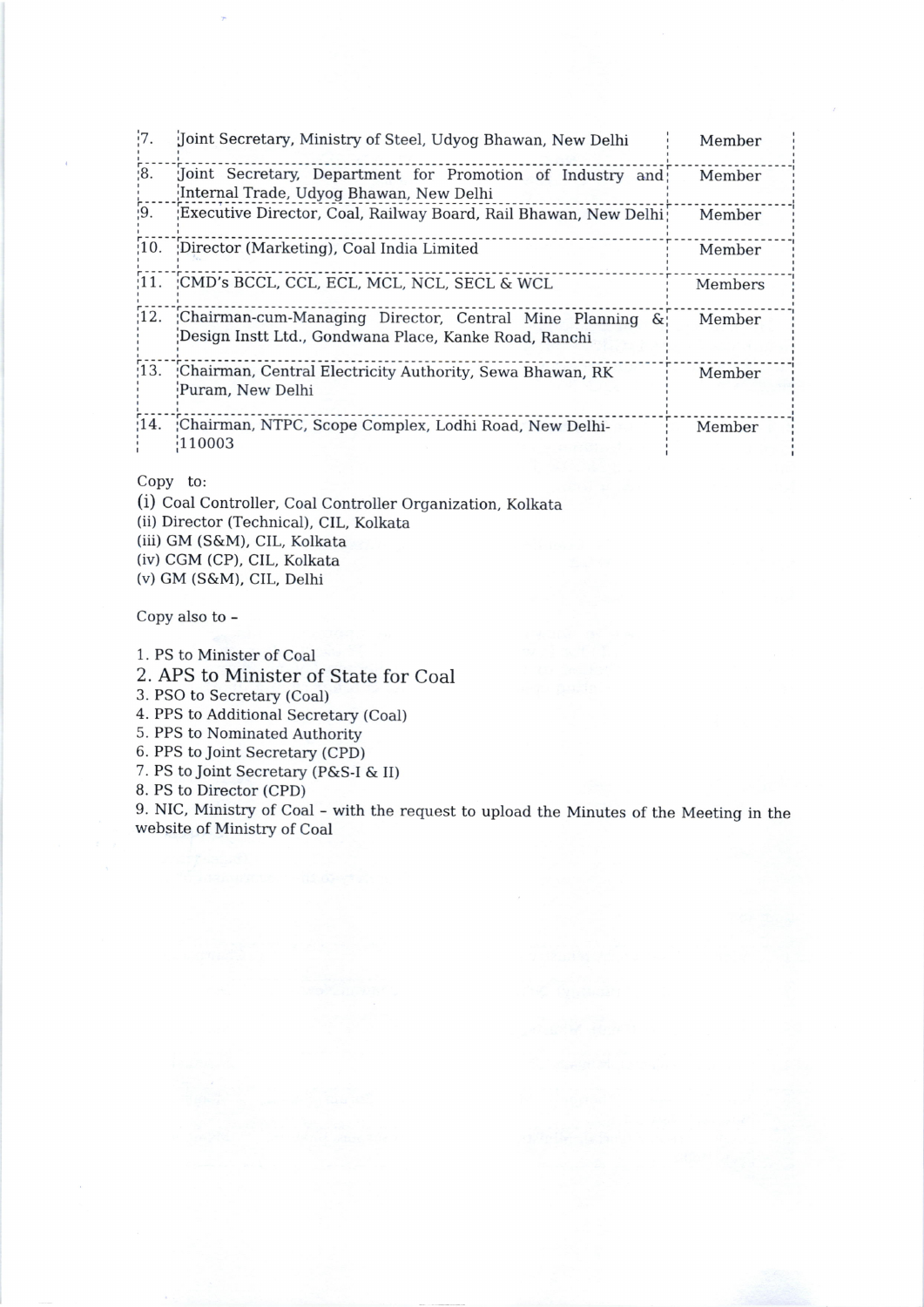| | | |
|---|---|---|
| 7. | Joint Secretary, Ministry of Steel, Udyog Bhawan, New Delhi | Member |
| 8. | Joint Secretary, Department for Promotion of Industry and Internal Trade, Udyog Bhawan, New Delhi | Member |
| 9. | Executive Director, Coal, Railway Board, Rail Bhawan, New Delhi | Member |
| 10. | Director (Marketing), Coal India Limited | Member |
| 11. | CMD's BCCL, CCL, ECL, MCL, NCL, SECL & WCL | Members |
| 12. | Chairman-cum-Managing Director, Central Mine Planning & Design Instt Ltd., Gondwana Place, Kanke Road, Ranchi | Member |
| 13. | Chairman, Central Electricity Authority, Sewa Bhawan, RK Puram, New Delhi | Member |
| 14. | Chairman, NTPC, Scope Complex, Lodhi Road, New Delhi-110003 | Member |

Copy to:

(i) Coal Controller, Coal Controller Organization, Kolkata
(ii) Director (Technical), CIL, Kolkata
(iii) GM (S&M), CIL, Kolkata
(iv) CGM (CP), CIL, Kolkata
(v) GM (S&M), CIL, Delhi

Copy also to -

1. PS to Minister of Coal
2. APS to Minister of State for Coal
3. PSO to Secretary (Coal)
4. PPS to Additional Secretary (Coal)
5. PPS to Nominated Authority
6. PPS to Joint Secretary (CPD)
7. PS to Joint Secretary (P&S-I & II)
8. PS to Director (CPD)
9. NIC, Ministry of Coal - with the request to upload the Minutes of the Meeting in the website of Ministry of Coal